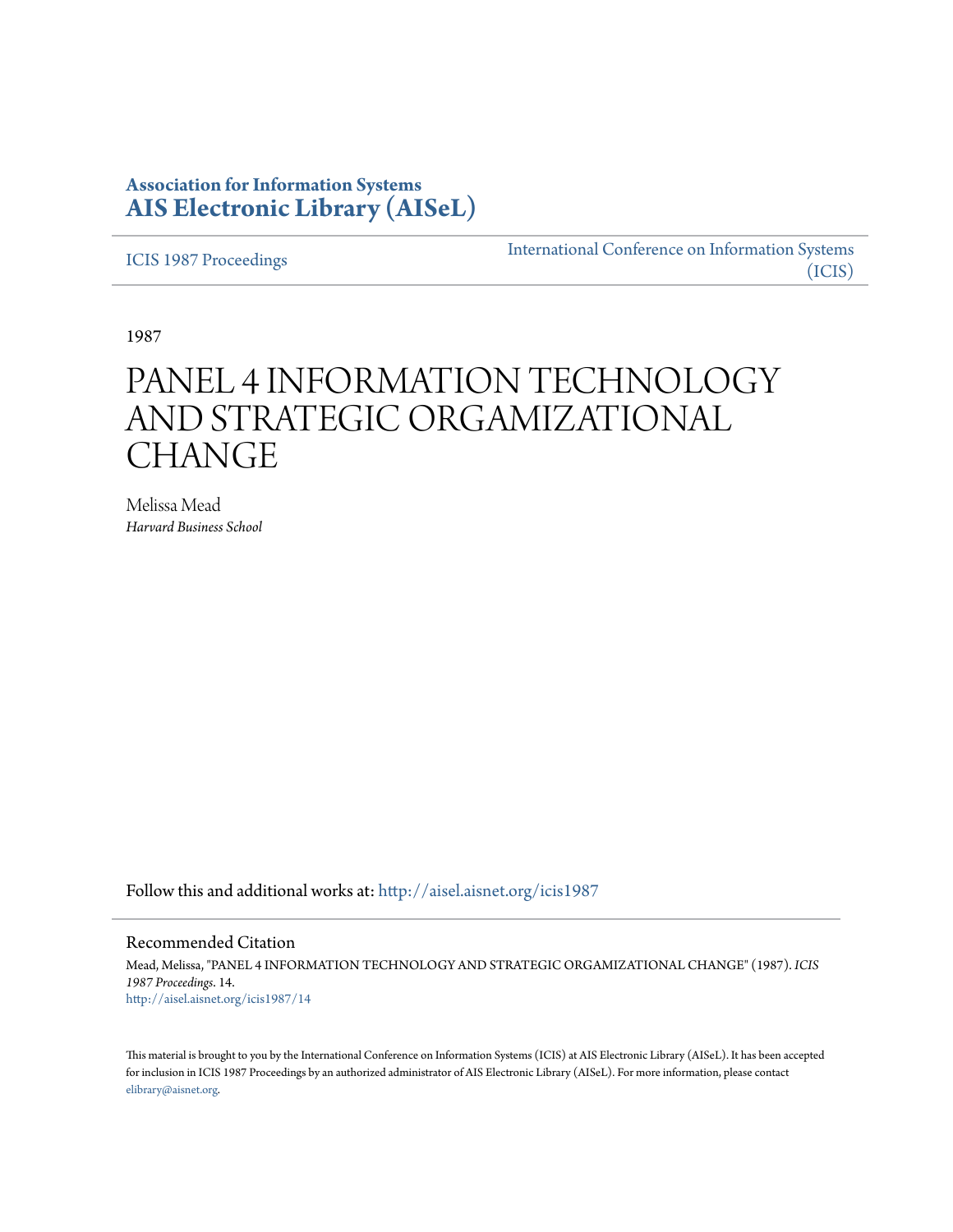**Association for Information Systems**
**[AIS Electronic Library (AISeL)](http://aisel.aisnet.org)**

ICIS 1987 Proceedings | International Conference on Information Systems (ICIS)

1987

# PANEL 4 INFORMATION TECHNOLOGY AND STRATEGIC ORGAMIZATIONAL CHANGE

Melissa Mead
*Harvard Business School*

Follow this and additional works at: http://aisel.aisnet.org/icis1987

## Recommended Citation

Mead, Melissa, "PANEL 4 INFORMATION TECHNOLOGY AND STRATEGIC ORGAMIZATIONAL CHANGE" (1987). *ICIS 1987 Proceedings*. 14.
http://aisel.aisnet.org/icis1987/14

This material is brought to you by the International Conference on Information Systems (ICIS) at AIS Electronic Library (AISeL). It has been accepted for inclusion in ICIS 1987 Proceedings by an authorized administrator of AIS Electronic Library (AISeL). For more information, please contact elibrary@aisnet.org.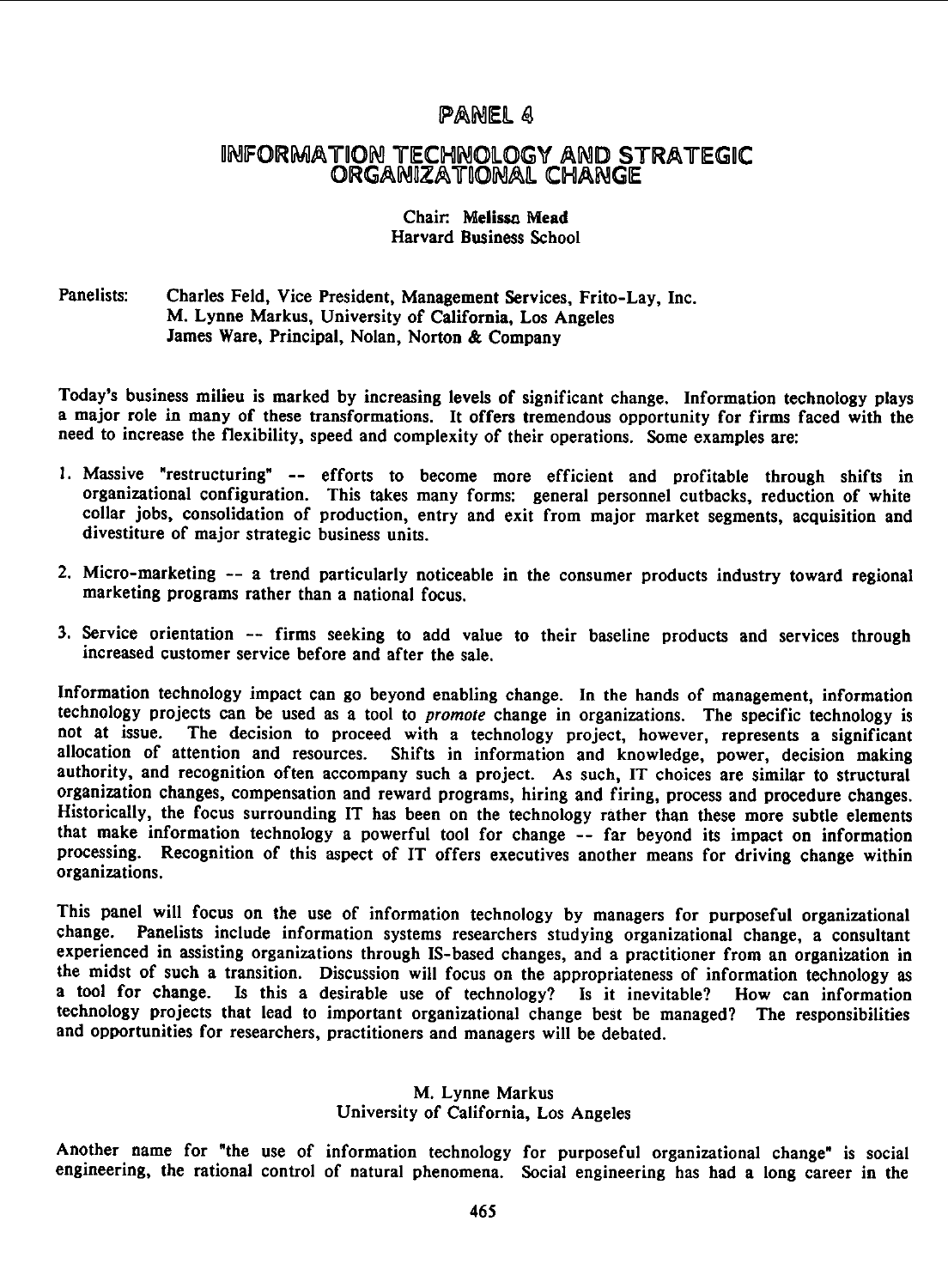# PANEL 4

## INFORMATION TECHNOLOGY AND STRATEGIC ORGANIZATIONAL CHANGE

Chair: **Melissa Mead**
Harvard Business School

Panelists: Charles Feld, Vice President, Management Services, Frito-Lay, Inc.
M. Lynne Markus, University of California, Los Angeles
James Ware, Principal, Nolan, Norton & Company

Today's business milieu is marked by increasing levels of significant change. Information technology plays a major role in many of these transformations. It offers tremendous opportunity for firms faced with the need to increase the flexibility, speed and complexity of their operations. Some examples are:

1. Massive "restructuring" -- efforts to become more efficient and profitable through shifts in organizational configuration. This takes many forms: general personnel cutbacks, reduction of white collar jobs, consolidation of production, entry and exit from major market segments, acquisition and divestiture of major strategic business units.

2. Micro-marketing -- a trend particularly noticeable in the consumer products industry toward regional marketing programs rather than a national focus.

3. Service orientation -- firms seeking to add value to their baseline products and services through increased customer service before and after the sale.

Information technology impact can go beyond enabling change. In the hands of management, information technology projects can be used as a tool to *promote* change in organizations. The specific technology is not at issue. The decision to proceed with a technology project, however, represents a significant allocation of attention and resources. Shifts in information and knowledge, power, decision making authority, and recognition often accompany such a project. As such, IT choices are similar to structural organization changes, compensation and reward programs, hiring and firing, process and procedure changes. Historically, the focus surrounding IT has been on the technology rather than these more subtle elements that make information technology a powerful tool for change -- far beyond its impact on information processing. Recognition of this aspect of IT offers executives another means for driving change within organizations.

This panel will focus on the use of information technology by managers for purposeful organizational change. Panelists include information systems researchers studying organizational change, a consultant experienced in assisting organizations through IS-based changes, and a practitioner from an organization in the midst of such a transition. Discussion will focus on the appropriateness of information technology as a tool for change. Is this a desirable use of technology? Is it inevitable? How can information technology projects that lead to important organizational change best be managed? The responsibilities and opportunities for researchers, practitioners and managers will be debated.

### M. Lynne Markus
University of California, Los Angeles

Another name for "the use of information technology for purposeful organizational change" is social engineering, the rational control of natural phenomena. Social engineering has had a long career in the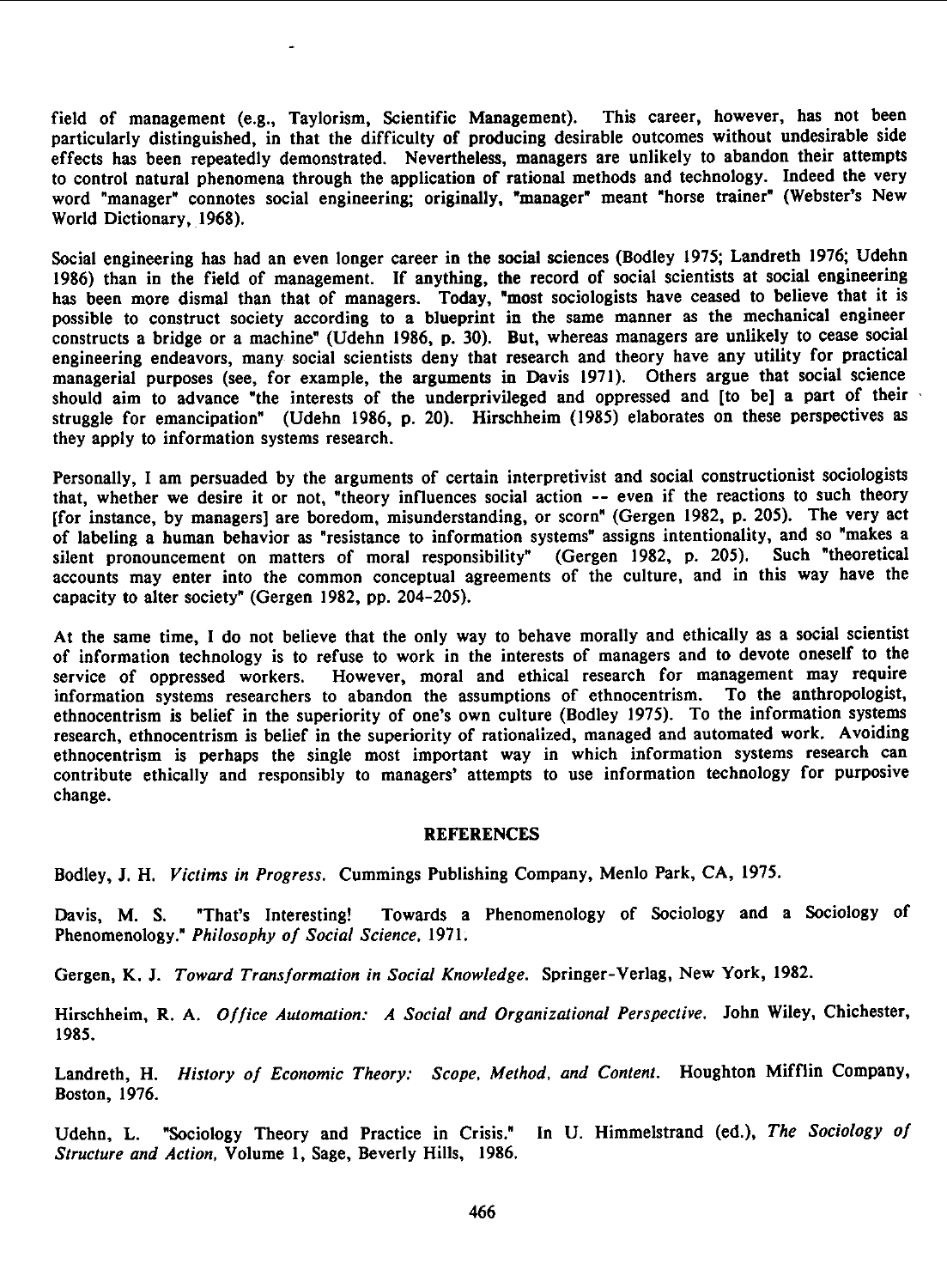field of management (e.g., Taylorism, Scientific Management). This career, however, has not been particularly distinguished, in that the difficulty of producing desirable outcomes without undesirable side effects has been repeatedly demonstrated. Nevertheless, managers are unlikely to abandon their attempts to control natural phenomena through the application of rational methods and technology. Indeed the very word "manager" connotes social engineering; originally, "manager" meant "horse trainer" (Webster's New World Dictionary, 1968).

Social engineering has had an even longer career in the social sciences (Bodley 1975; Landreth 1976; Udehn 1986) than in the field of management. If anything, the record of social scientists at social engineering has been more dismal than that of managers. Today, "most sociologists have ceased to believe that it is possible to construct society according to a blueprint in the same manner as the mechanical engineer constructs a bridge or a machine" (Udehn 1986, p. 30). But, whereas managers are unlikely to cease social engineering endeavors, many social scientists deny that research and theory have any utility for practical managerial purposes (see, for example, the arguments in Davis 1971). Others argue that social science should aim to advance "the interests of the underprivileged and oppressed and [to be] a part of their struggle for emancipation" (Udehn 1986, p. 20). Hirschheim (1985) elaborates on these perspectives as they apply to information systems research.

Personally, I am persuaded by the arguments of certain interpretivist and social constructionist sociologists that, whether we desire it or not, "theory influences social action -- even if the reactions to such theory [for instance, by managers] are boredom, misunderstanding, or scorn" (Gergen 1982, p. 205). The very act of labeling a human behavior as "resistance to information systems" assigns intentionality, and so "makes a silent pronouncement on matters of moral responsibility" (Gergen 1982, p. 205). Such "theoretical accounts may enter into the common conceptual agreements of the culture, and in this way have the capacity to alter society" (Gergen 1982, pp. 204-205).

At the same time, I do not believe that the only way to behave morally and ethically as a social scientist of information technology is to refuse to work in the interests of managers and to devote oneself to the service of oppressed workers. However, moral and ethical research for management may require information systems researchers to abandon the assumptions of ethnocentrism. To the anthropologist, ethnocentrism is belief in the superiority of one's own culture (Bodley 1975). To the information systems research, ethnocentrism is belief in the superiority of rationalized, managed and automated work. Avoiding ethnocentrism is perhaps the single most important way in which information systems research can contribute ethically and responsibly to managers' attempts to use information technology for purposive change.

## REFERENCES

Bodley, J. H. *Victims in Progress.* Cummings Publishing Company, Menlo Park, CA, 1975.

Davis, M. S. "That's Interesting! Towards a Phenomenology of Sociology and a Sociology of Phenomenology." *Philosophy of Social Science,* 1971.

Gergen, K. J. *Toward Transformation in Social Knowledge.* Springer-Verlag, New York, 1982.

Hirschheim, R. A. *Office Automation: A Social and Organizational Perspective.* John Wiley, Chichester, 1985.

Landreth, H. *History of Economic Theory: Scope, Method, and Content.* Houghton Mifflin Company, Boston, 1976.

Udehn, L. "Sociology Theory and Practice in Crisis." In U. Himmelstrand (ed.), *The Sociology of Structure and Action,* Volume 1, Sage, Beverly Hills, 1986.